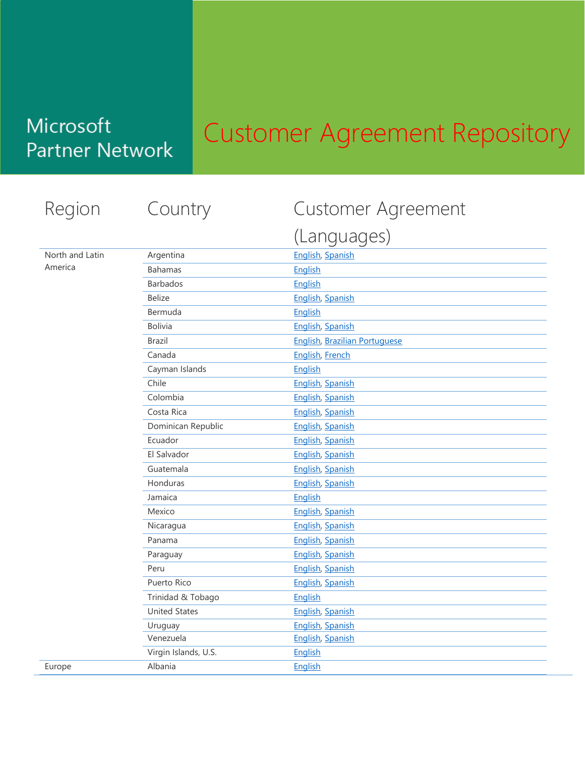Microsoft Partner Network

# Customer Agreement Repository

| Region | Country | Customer Agreement (Languages) |
|---|---|---|
| North and Latin America | Argentina | English, Spanish |
| | Bahamas | English |
| | Barbados | English |
| | Belize | English, Spanish |
| | Bermuda | English |
| | Bolivia | English, Spanish |
| | Brazil | English, Brazilian Portuguese |
| | Canada | English, French |
| | Cayman Islands | English |
| | Chile | English, Spanish |
| | Colombia | English, Spanish |
| | Costa Rica | English, Spanish |
| | Dominican Republic | English, Spanish |
| | Ecuador | English, Spanish |
| | El Salvador | English, Spanish |
| | Guatemala | English, Spanish |
| | Honduras | English, Spanish |
| | Jamaica | English |
| | Mexico | English, Spanish |
| | Nicaragua | English, Spanish |
| | Panama | English, Spanish |
| | Paraguay | English, Spanish |
| | Peru | English, Spanish |
| | Puerto Rico | English, Spanish |
| | Trinidad & Tobago | English |
| | United States | English, Spanish |
| | Uruguay | English, Spanish |
| | Venezuela | English, Spanish |
| | Virgin Islands, U.S. | English |
| Europe | Albania | English |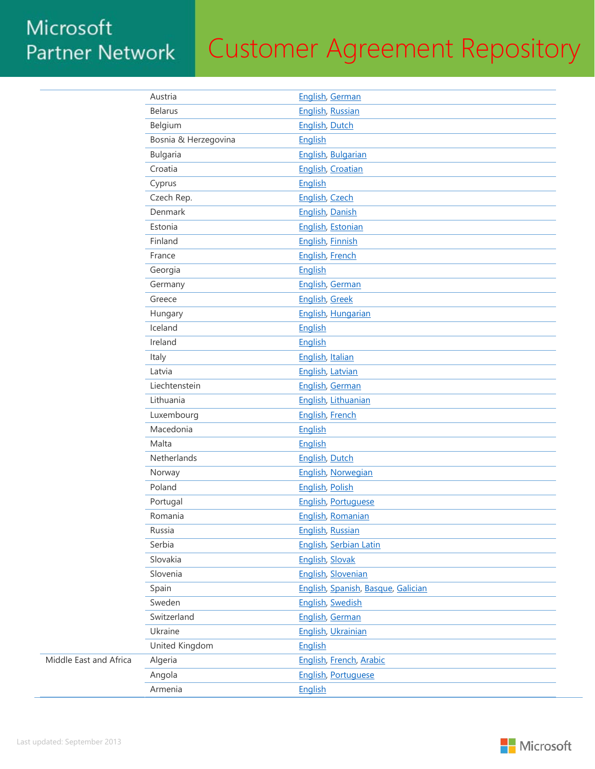# Customer Agreement Repository

| Region | Country | Languages |
| --- | --- | --- |
| | Austria | English, German |
| | Belarus | English, Russian |
| | Belgium | English, Dutch |
| | Bosnia & Herzegovina | English |
| | Bulgaria | English, Bulgarian |
| | Croatia | English, Croatian |
| | Cyprus | English |
| | Czech Rep. | English, Czech |
| | Denmark | English, Danish |
| | Estonia | English, Estonian |
| | Finland | English, Finnish |
| | France | English, French |
| | Georgia | English |
| | Germany | English, German |
| | Greece | English, Greek |
| | Hungary | English, Hungarian |
| | Iceland | English |
| | Ireland | English |
| | Italy | English, Italian |
| | Latvia | English, Latvian |
| | Liechtenstein | English, German |
| | Lithuania | English, Lithuanian |
| | Luxembourg | English, French |
| | Macedonia | English |
| | Malta | English |
| | Netherlands | English, Dutch |
| | Norway | English, Norwegian |
| | Poland | English, Polish |
| | Portugal | English, Portuguese |
| | Romania | English, Romanian |
| | Russia | English, Russian |
| | Serbia | English, Serbian Latin |
| | Slovakia | English, Slovak |
| | Slovenia | English, Slovenian |
| | Spain | English, Spanish, Basque, Galician |
| | Sweden | English, Swedish |
| | Switzerland | English, German |
| | Ukraine | English, Ukrainian |
| | United Kingdom | English |
| Middle East and Africa | Algeria | English, French, Arabic |
| | Angola | English, Portuguese |
| | Armenia | English |

Last updated: September 2013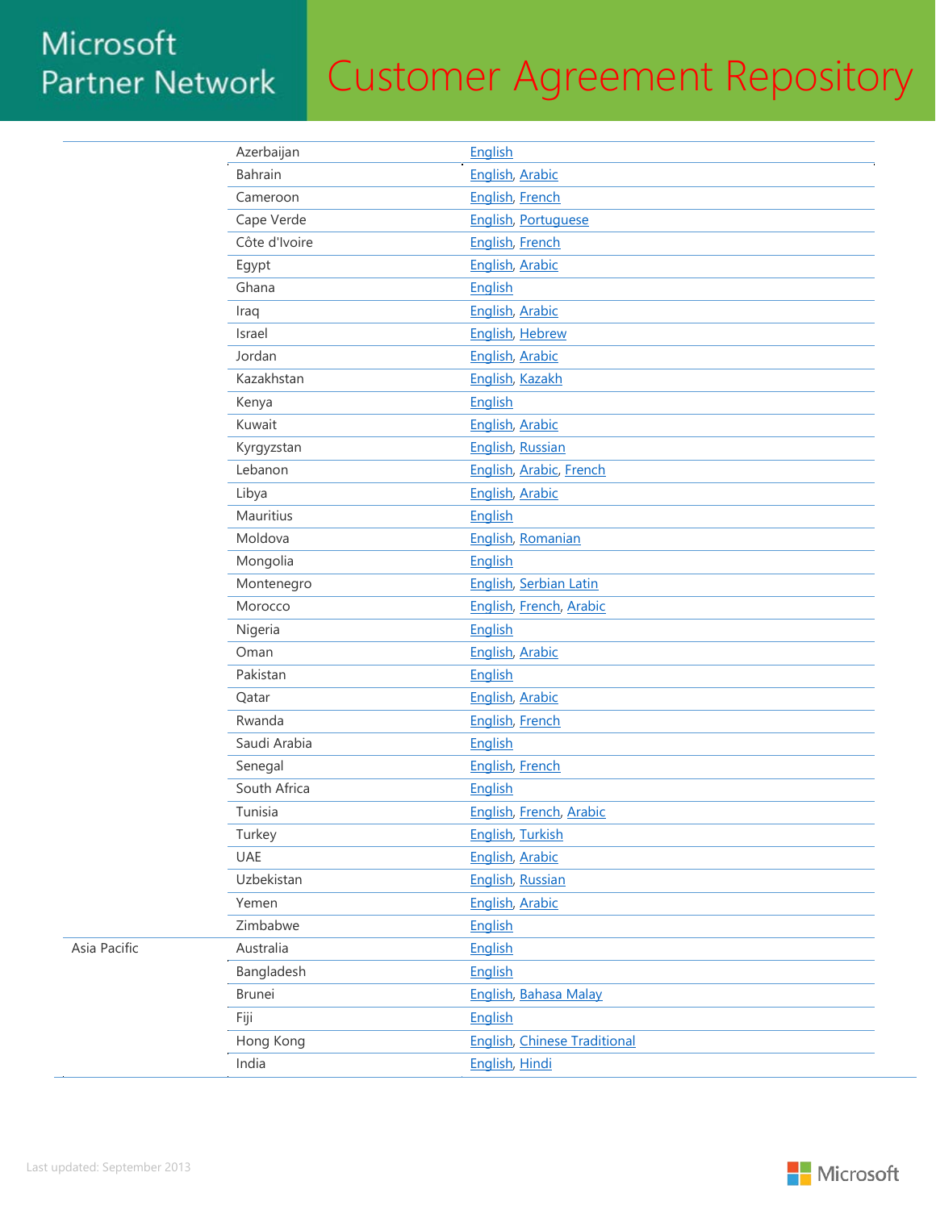# Customer Agreement Repository

| | | |
|---|---|---|
| | Azerbaijan | English |
| | Bahrain | English, Arabic |
| | Cameroon | English, French |
| | Cape Verde | English, Portuguese |
| | Côte d'Ivoire | English, French |
| | Egypt | English, Arabic |
| | Ghana | English |
| | Iraq | English, Arabic |
| | Israel | English, Hebrew |
| | Jordan | English, Arabic |
| | Kazakhstan | English, Kazakh |
| | Kenya | English |
| | Kuwait | English, Arabic |
| | Kyrgyzstan | English, Russian |
| | Lebanon | English, Arabic, French |
| | Libya | English, Arabic |
| | Mauritius | English |
| | Moldova | English, Romanian |
| | Mongolia | English |
| | Montenegro | English, Serbian Latin |
| | Morocco | English, French, Arabic |
| | Nigeria | English |
| | Oman | English, Arabic |
| | Pakistan | English |
| | Qatar | English, Arabic |
| | Rwanda | English, French |
| | Saudi Arabia | English |
| | Senegal | English, French |
| | South Africa | English |
| | Tunisia | English, French, Arabic |
| | Turkey | English, Turkish |
| | UAE | English, Arabic |
| | Uzbekistan | English, Russian |
| | Yemen | English, Arabic |
| | Zimbabwe | English |
| Asia Pacific | Australia | English |
| | Bangladesh | English |
| | Brunei | English, Bahasa Malay |
| | Fiji | English |
| | Hong Kong | English, Chinese Traditional |
| | India | English, Hindi |

Last updated: September 2013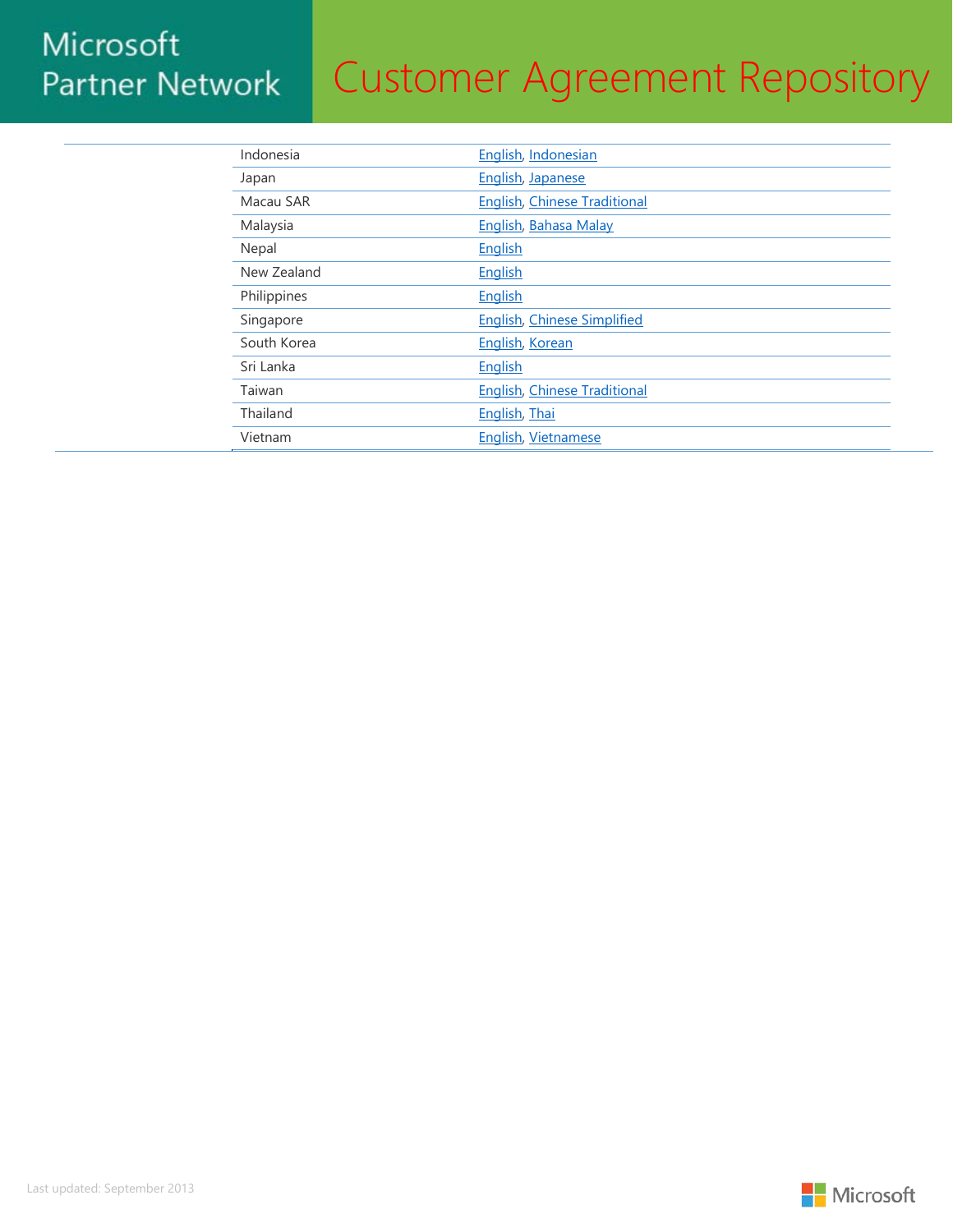| | | |
|---|---|---|
| | Indonesia | English, Indonesian |
| | Japan | English, Japanese |
| | Macau SAR | English, Chinese Traditional |
| | Malaysia | English, Bahasa Malay |
| | Nepal | English |
| | New Zealand | English |
| | Philippines | English |
| | Singapore | English, Chinese Simplified |
| | South Korea | English, Korean |
| | Sri Lanka | English |
| | Taiwan | English, Chinese Traditional |
| | Thailand | English, Thai |
| | Vietnam | English, Vietnamese |

Last updated: September 2013